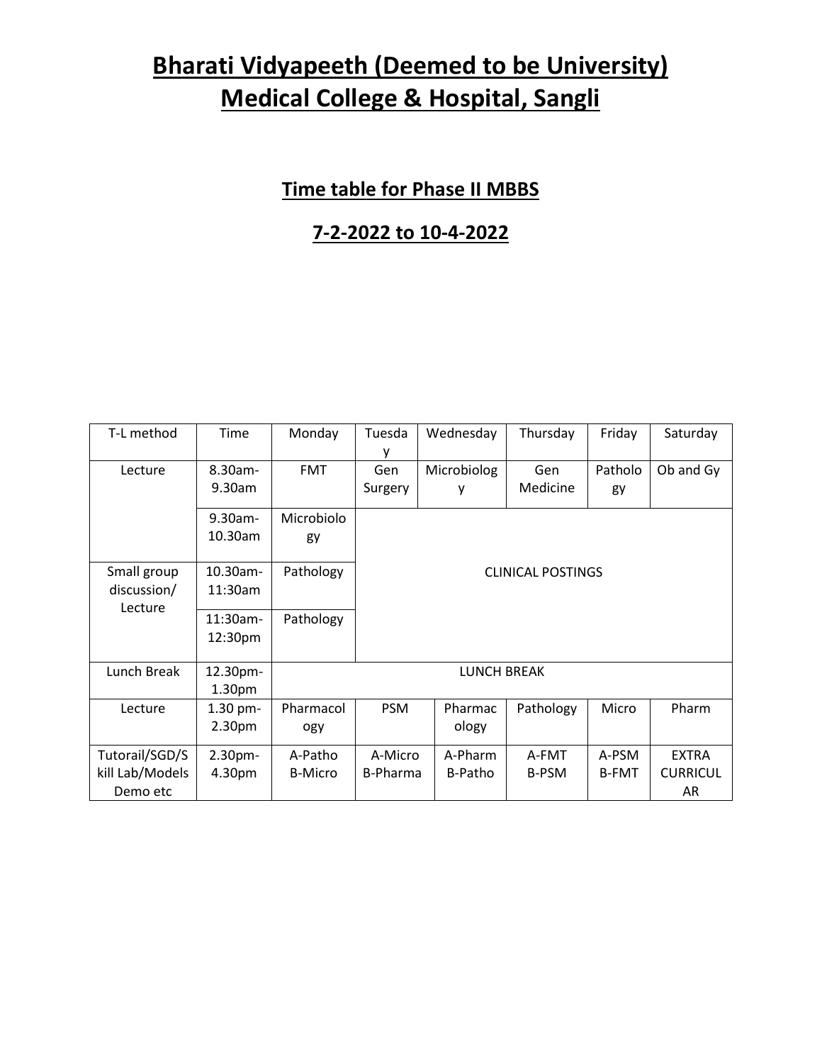# Bharati Vidyapeeth (Deemed to be University) Medical College & Hospital, Sangli

## Time table for Phase II MBBS

## 7-2-2022 to 10-4-2022

| T-L method | Time | Monday | Tuesday | Wednesday | Thursday | Friday | Saturday |
|---|---|---|---|---|---|---|---|
| Lecture | 8.30am-9.30am | FMT | Gen Surgery | Microbiology | Gen Medicine | Pathology | Ob and Gy |
| | 9.30am-10.30am | Microbiology | CLINICAL POSTINGS | | | | |
| Small group discussion/ Lecture | 10.30am-11:30am | Pathology | | | | | |
| | 11:30am-12:30pm | Pathology | | | | | |
| Lunch Break | 12.30pm-1.30pm | LUNCH BREAK | | | | | |
| Lecture | 1.30 pm-2.30pm | Pharmacology | PSM | Pharmacology | Pathology | Micro | Pharm |
| Tutorail/SGD/Skill Lab/Models Demo etc | 2.30pm-4.30pm | A-Patho B-Micro | A-Micro B-Pharma | A-Pharm B-Patho | A-FMT B-PSM | A-PSM B-FMT | EXTRA CURRICULAR |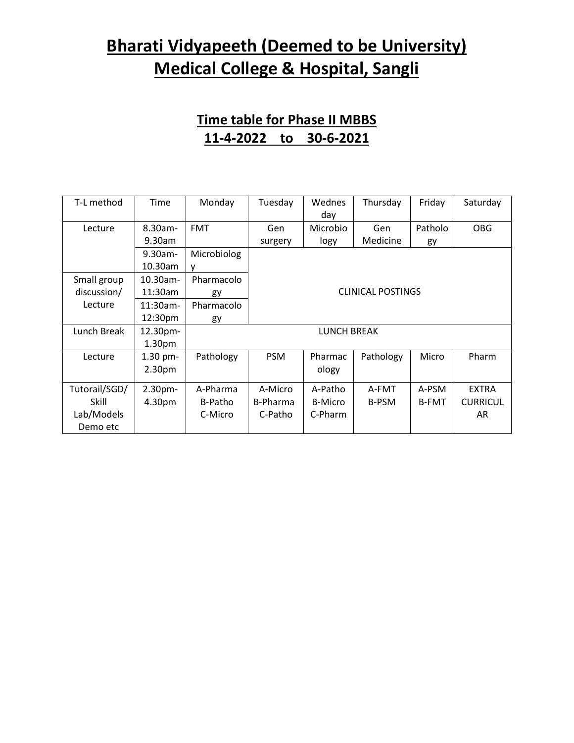# Bharati Vidyapeeth (Deemed to be University) Medical College & Hospital, Sangli

## Time table for Phase II MBBS
## 11-4-2022 to 30-6-2021

| T-L method | Time | Monday | Tuesday | Wednesday | Thursday | Friday | Saturday |
|---|---|---|---|---|---|---|---|
| Lecture | 8.30am-9.30am | FMT | Gen surgery | Microbiology | Gen Medicine | Pathology | OBG |
| | 9.30am-10.30am | Microbiology | CLINICAL POSTINGS | | | | |
| Small group discussion/ Lecture | 10.30am-11:30am | Pharmacology | | | | | |
| | 11:30am-12:30pm | Pharmacology | | | | | |
| Lunch Break | 12.30pm-1.30pm | LUNCH BREAK | | | | | |
| Lecture | 1.30 pm-2.30pm | Pathology | PSM | Pharmacology | Pathology | Micro | Pharm |
| Tutorail/SGD/ Skill Lab/Models Demo etc | 2.30pm-4.30pm | A-Pharma B-Patho C-Micro | A-Micro B-Pharma C-Patho | A-Patho B-Micro C-Pharm | A-FMT B-PSM | A-PSM B-FMT | EXTRA CURRICULAR |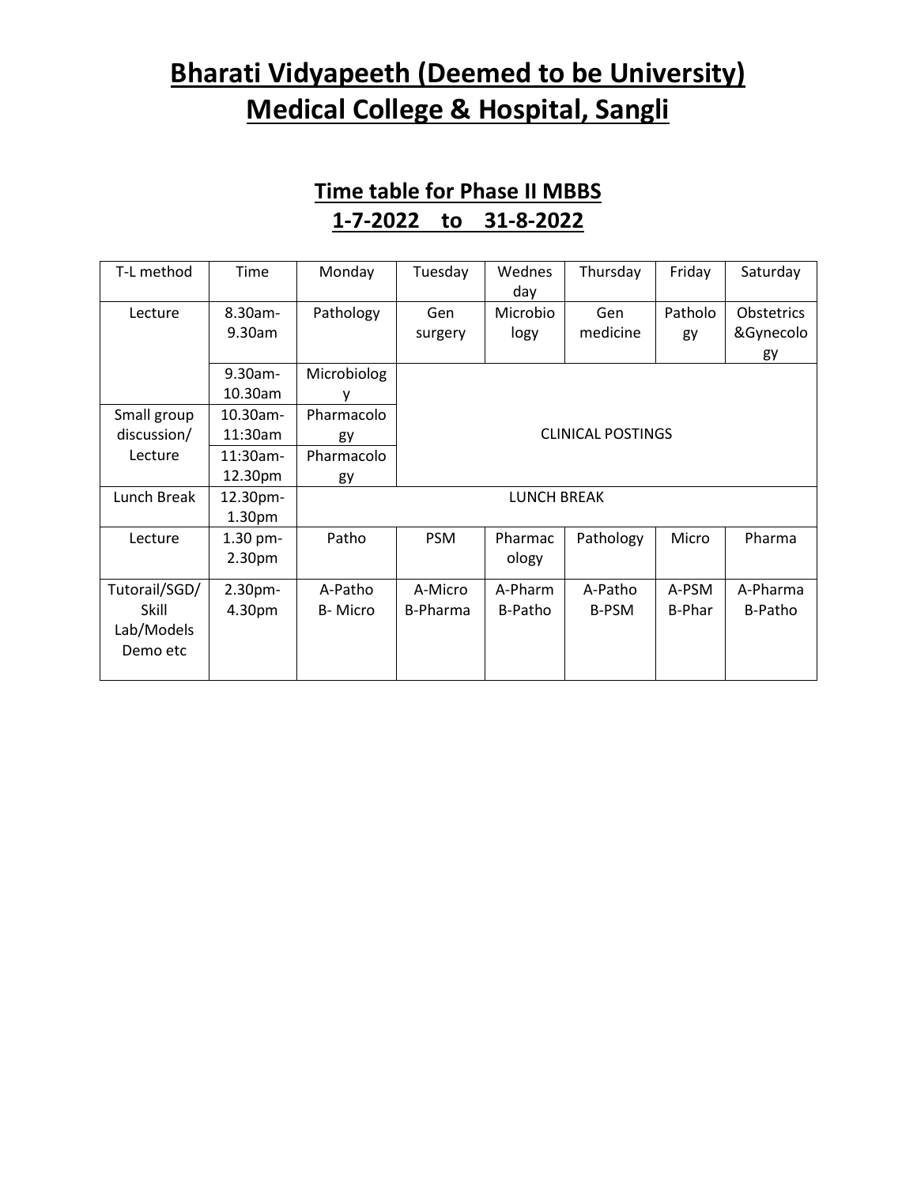# Bharati Vidyapeeth (Deemed to be University) Medical College & Hospital, Sangli

## Time table for Phase II MBBS 1-7-2022 to 31-8-2022

| T-L method | Time | Monday | Tuesday | Wednesday | Thursday | Friday | Saturday |
|---|---|---|---|---|---|---|---|
| Lecture | 8.30am-9.30am | Pathology | Gen surgery | Microbiology | Gen medicine | Pathology | Obstetrics &Gynecology |
| | 9.30am-10.30am | Microbiology | CLINICAL POSTINGS | | | | |
| Small group discussion/ Lecture | 10.30am-11:30am | Pharmacology | | | | | |
| | 11:30am-12.30pm | Pharmacology | | | | | |
| Lunch Break | 12.30pm-1.30pm | LUNCH BREAK | | | | | |
| Lecture | 1.30 pm-2.30pm | Patho | PSM | Pharmacology | Pathology | Micro | Pharma |
| Tutorail/SGD/ Skill Lab/Models Demo etc | 2.30pm-4.30pm | A-Patho B- Micro | A-Micro B-Pharma | A-Pharm B-Patho | A-Patho B-PSM | A-PSM B-Phar | A-Pharma B-Patho |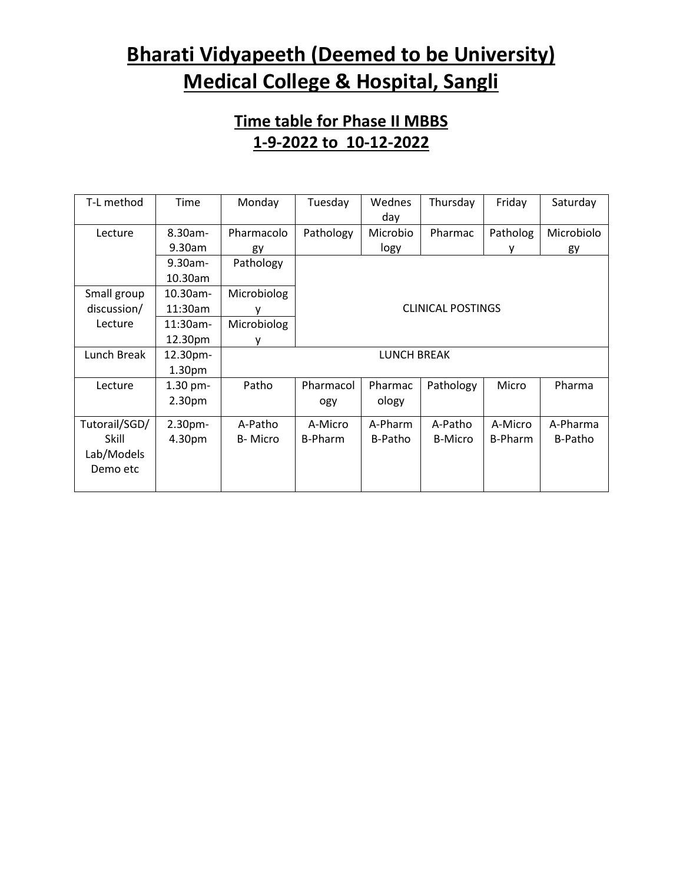# Bharati Vidyapeeth (Deemed to be University) Medical College & Hospital, Sangli

## Time table for Phase II MBBS 1-9-2022 to 10-12-2022

| T-L method | Time | Monday | Tuesday | Wednesday | Thursday | Friday | Saturday |
|---|---|---|---|---|---|---|---|
| Lecture | 8.30am-9.30am | Pharmacology | Pathology | Microbiology | Pharmac | Pathology | Microbiology |
| | 9.30am-10.30am | Pathology | CLINICAL POSTINGS | | | | |
| Small group discussion/ Lecture | 10.30am-11:30am | Microbiology | | | | | |
| | 11:30am-12.30pm | Microbiology | | | | | |
| Lunch Break | 12.30pm-1.30pm | LUNCH BREAK | | | | | |
| Lecture | 1.30 pm-2.30pm | Patho | Pharmacology | Pharmacology | Pathology | Micro | Pharma |
| Tutorail/SGD/ Skill Lab/Models Demo etc | 2.30pm-4.30pm | A-Patho B- Micro | A-Micro B-Pharm | A-Pharm B-Patho | A-Patho B-Micro | A-Micro B-Pharm | A-Pharma B-Patho |